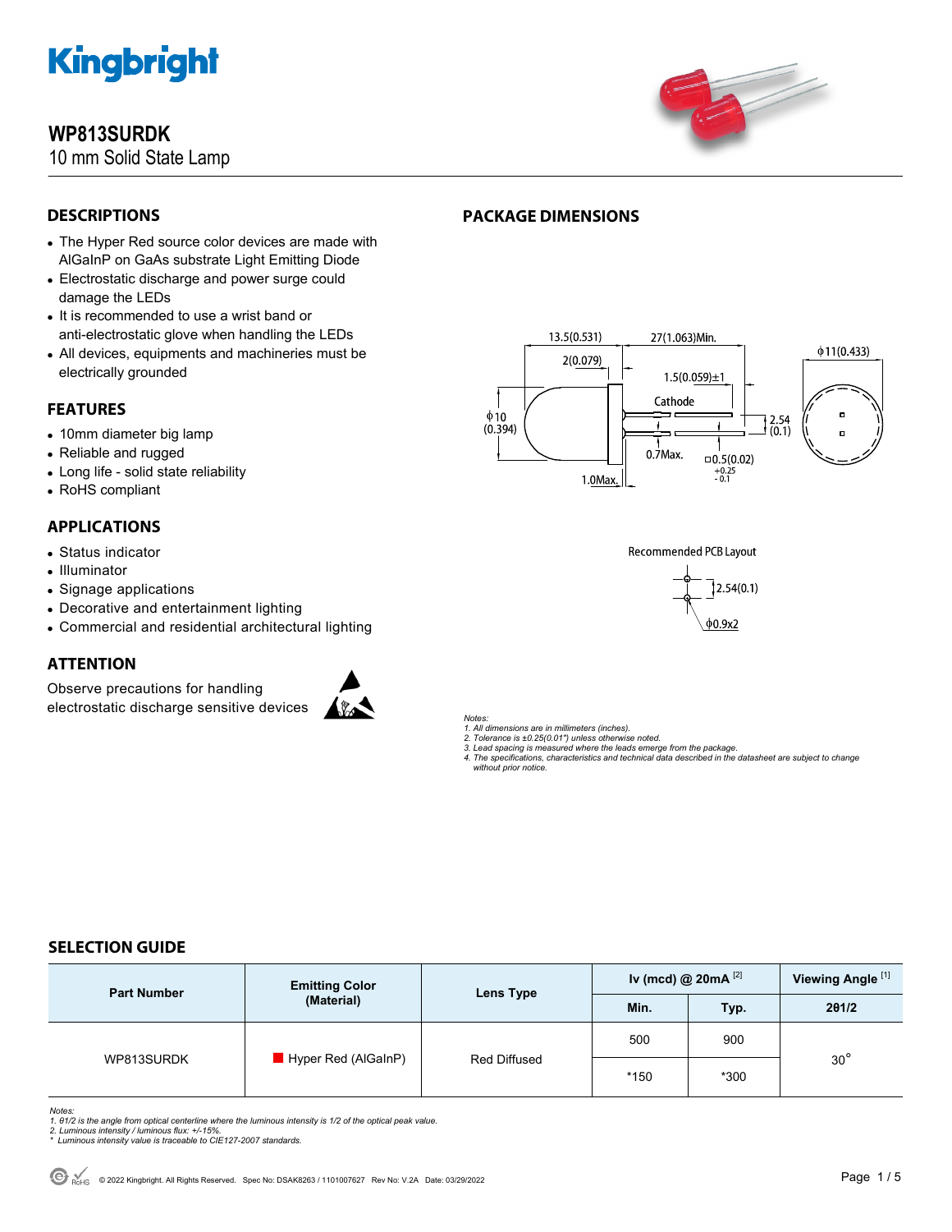# WP813SURDK

10 mm Solid State Lamp

## DESCRIPTIONS

- The Hyper Red source color devices are made with AlGaInP on GaAs substrate Light Emitting Diode
- Electrostatic discharge and power surge could damage the LEDs
- It is recommended to use a wrist band or anti-electrostatic glove when handling the LEDs
- All devices, equipments and machineries must be electrically grounded

## FEATURES

- 10mm diameter big lamp
- Reliable and rugged
- Long life - solid state reliability
- RoHS compliant

## APPLICATIONS

- Status indicator
- Illuminator
- Signage applications
- Decorative and entertainment lighting
- Commercial and residential architectural lighting

## ATTENTION

Observe precautions for handling electrostatic discharge sensitive devices

## PACKAGE DIMENSIONS

13.5(0.531) 27(1.063)Min. ϕ11(0.433)
2(0.079) 1.5(0.059)±1
Cathode
ϕ10 (0.394) 2.54 (0.1)
0.7Max. □0.5(0.02) +0.25 -0.1
1.0Max.

Recommended PCB Layout

2.54(0.1)
ϕ0.9x2

*Notes:*
*1. All dimensions are in millimeters (inches).*
*2. Tolerance is ±0.25(0.01") unless otherwise noted.*
*3. Lead spacing is measured where the leads emerge from the package.*
*4. The specifications, characteristics and technical data described in the datasheet are subject to change without prior notice.*

## SELECTION GUIDE

| Part Number | Emitting Color (Material) | Lens Type | Iv (mcd) @ 20mA [2] | | Viewing Angle [1] |
|---|---|---|---|---|---|
| | | | Min. | Typ. | 2θ1/2 |
| WP813SURDK | Hyper Red (AlGaInP) | Red Diffused | 500 | 900 | 30° |
| | | | *150 | *300 | |

*Notes:*
*1. θ1/2 is the angle from optical centerline where the luminous intensity is 1/2 of the optical peak value.*
*2. Luminous intensity / luminous flux: +/-15%.*
*\* Luminous intensity value is traceable to CIE127-2007 standards.*

© 2022 Kingbright. All Rights Reserved. Spec No: DSAK8263 / 1101007627 Rev No: V.2A Date: 03/29/2022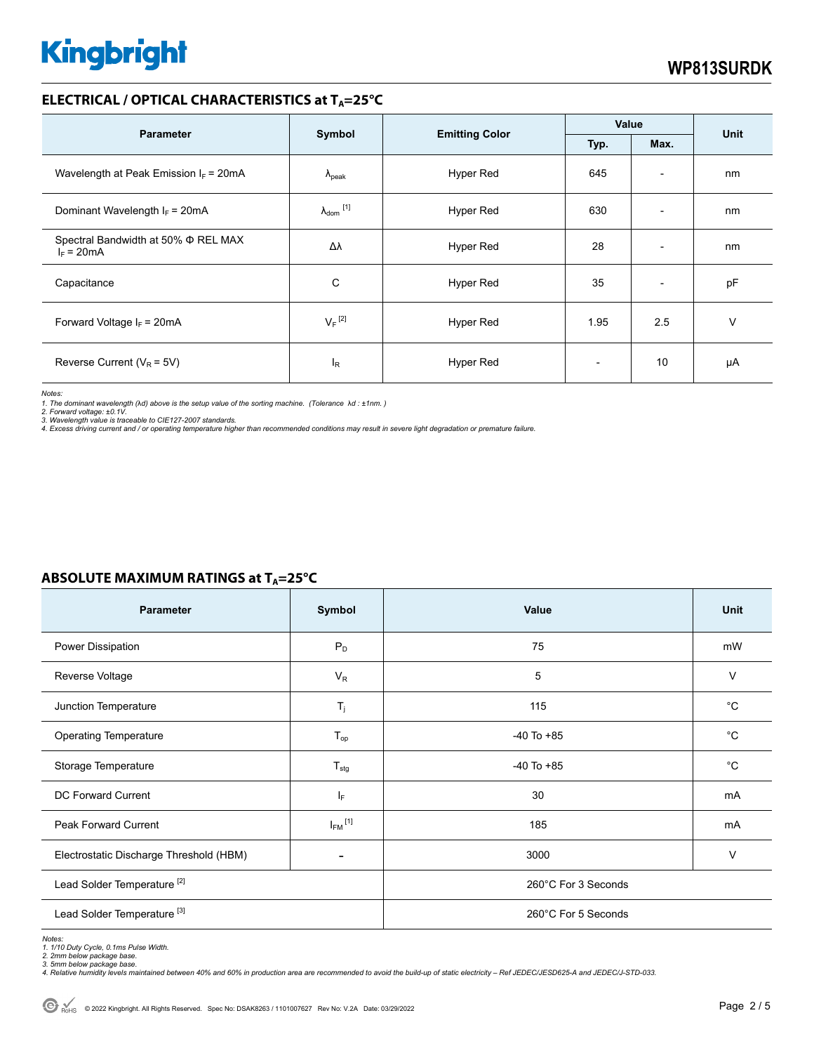## ELECTRICAL / OPTICAL CHARACTERISTICS at $T_A$=25°C

| Parameter | Symbol | Emitting Color | Value | | Unit |
|---|---|---|---|---|---|
| | | | Typ. | Max. | |
| Wavelength at Peak Emission $I_F$ = 20mA | $\lambda_{peak}$ | Hyper Red | 645 | - | nm |
| Dominant Wavelength $I_F$ = 20mA | $\lambda_{dom}$ [1] | Hyper Red | 630 | - | nm |
| Spectral Bandwidth at 50% Φ REL MAX $I_F$ = 20mA | Δλ | Hyper Red | 28 | - | nm |
| Capacitance | C | Hyper Red | 35 | - | pF |
| Forward Voltage $I_F$ = 20mA | $V_F$ [2] | Hyper Red | 1.95 | 2.5 | V |
| Reverse Current ($V_R$ = 5V) | $I_R$ | Hyper Red | - | 10 | µA |

*Notes:*
*1. The dominant wavelength (λd) above is the setup value of the sorting machine. (Tolerance λd : ±1nm. )*
*2. Forward voltage: ±0.1V.*
*3. Wavelength value is traceable to CIE127-2007 standards.*
*4. Excess driving current and / or operating temperature higher than recommended conditions may result in severe light degradation or premature failure.*

## ABSOLUTE MAXIMUM RATINGS at $T_A$=25°C

| Parameter | Symbol | Value | Unit |
|---|---|---|---|
| Power Dissipation | $P_D$ | 75 | mW |
| Reverse Voltage | $V_R$ | 5 | V |
| Junction Temperature | $T_j$ | 115 | °C |
| Operating Temperature | $T_{op}$ | -40 To +85 | °C |
| Storage Temperature | $T_{stg}$ | -40 To +85 | °C |
| DC Forward Current | $I_F$ | 30 | mA |
| Peak Forward Current | $I_{FM}$ [1] | 185 | mA |
| Electrostatic Discharge Threshold (HBM) | - | 3000 | V |
| Lead Solder Temperature [2] | | 260°C For 3 Seconds | |
| Lead Solder Temperature [3] | | 260°C For 5 Seconds | |

*Notes:*
*1. 1/10 Duty Cycle, 0.1ms Pulse Width.*
*2. 2mm below package base.*
*3. 5mm below package base.*
*4. Relative humidity levels maintained between 40% and 60% in production area are recommended to avoid the build-up of static electricity – Ref JEDEC/JESD625-A and JEDEC/J-STD-033.*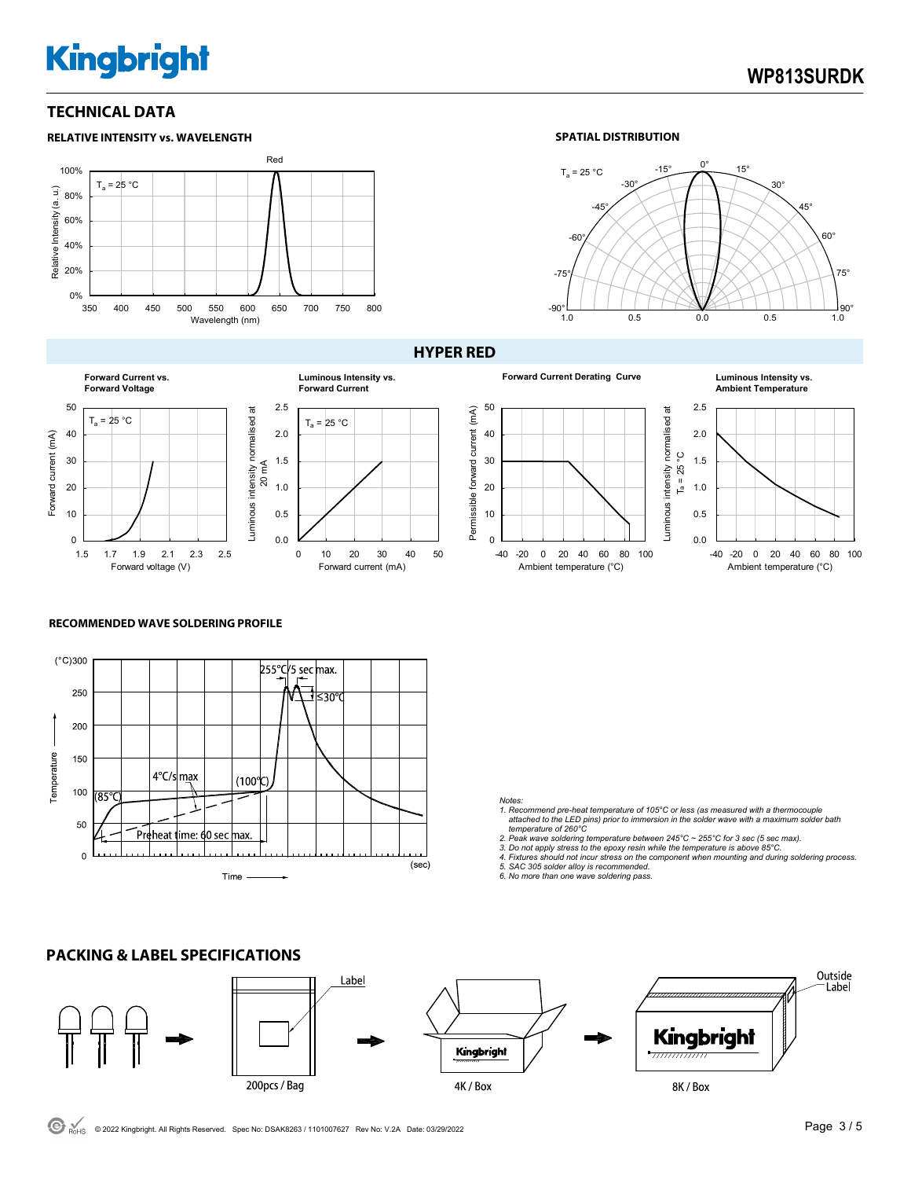## TECHNICAL DATA

### RELATIVE INTENSITY vs. WAVELENGTH

Red

$T_a$ = 25 °C

Relative Intensity (a. u.)

100%, 80%, 60%, 40%, 20%, 0%

350 400 450 500 550 600 650 700 750 800

Wavelength (nm)

### SPATIAL DISTRIBUTION

$T_a$ = 25 °C

0°, 15°, 30°, 45°, 60°, 75°, 90°, -15°, -30°, -45°, -60°, -75°, -90°

1.0 0.5 0.0 0.5 1.0

## HYPER RED

**Forward Current vs. Forward Voltage**

$T_a$ = 25 °C

Forward current (mA): 0, 10, 20, 30, 40, 50

Forward voltage (V): 1.5, 1.7, 1.9, 2.1, 2.3, 2.5

**Luminous Intensity vs. Forward Current**

$T_a$ = 25 °C

Luminous intensity normalised at 20 mA: 0.0, 0.5, 1.0, 1.5, 2.0, 2.5

Forward current (mA): 0, 10, 20, 30, 40, 50

**Forward Current Derating Curve**

Permissible forward current (mA): 0, 10, 20, 30, 40, 50

Ambient temperature (°C): -40, -20, 0, 20, 40, 60, 80, 100

**Luminous Intensity vs. Ambient Temperature**

Luminous intensity normalised at $T_a$ = 25 °C: 0.0, 0.5, 1.0, 1.5, 2.0, 2.5

Ambient temperature (°C): -40, -20, 0, 20, 40, 60, 80, 100

### RECOMMENDED WAVE SOLDERING PROFILE

(°C) 300, 250, 200, 150, 100, 50, 0

Temperature

255°C/5 sec max.

≤30°C

4°C/s max

(100°C)

(85°C)

Preheat time: 60 sec max.

Time (sec)

Notes:

1. Recommend pre-heat temperature of 105°C or less (as measured with a thermocouple attached to the LED pins) prior to immersion in the solder wave with a maximum solder bath temperature of 260°C
2. Peak wave soldering temperature between 245°C ~ 255°C for 3 sec (5 sec max).
3. Do not apply stress to the epoxy resin while the temperature is above 85°C.
4. Fixtures should not incur stress on the component when mounting and during soldering process.
5. SAC 305 solder alloy is recommended.
6. No more than one wave soldering pass.

## PACKING & LABEL SPECIFICATIONS

Label

200pcs / Bag

Kingbright

4K / Box

Outside Label

Kingbright

8K / Box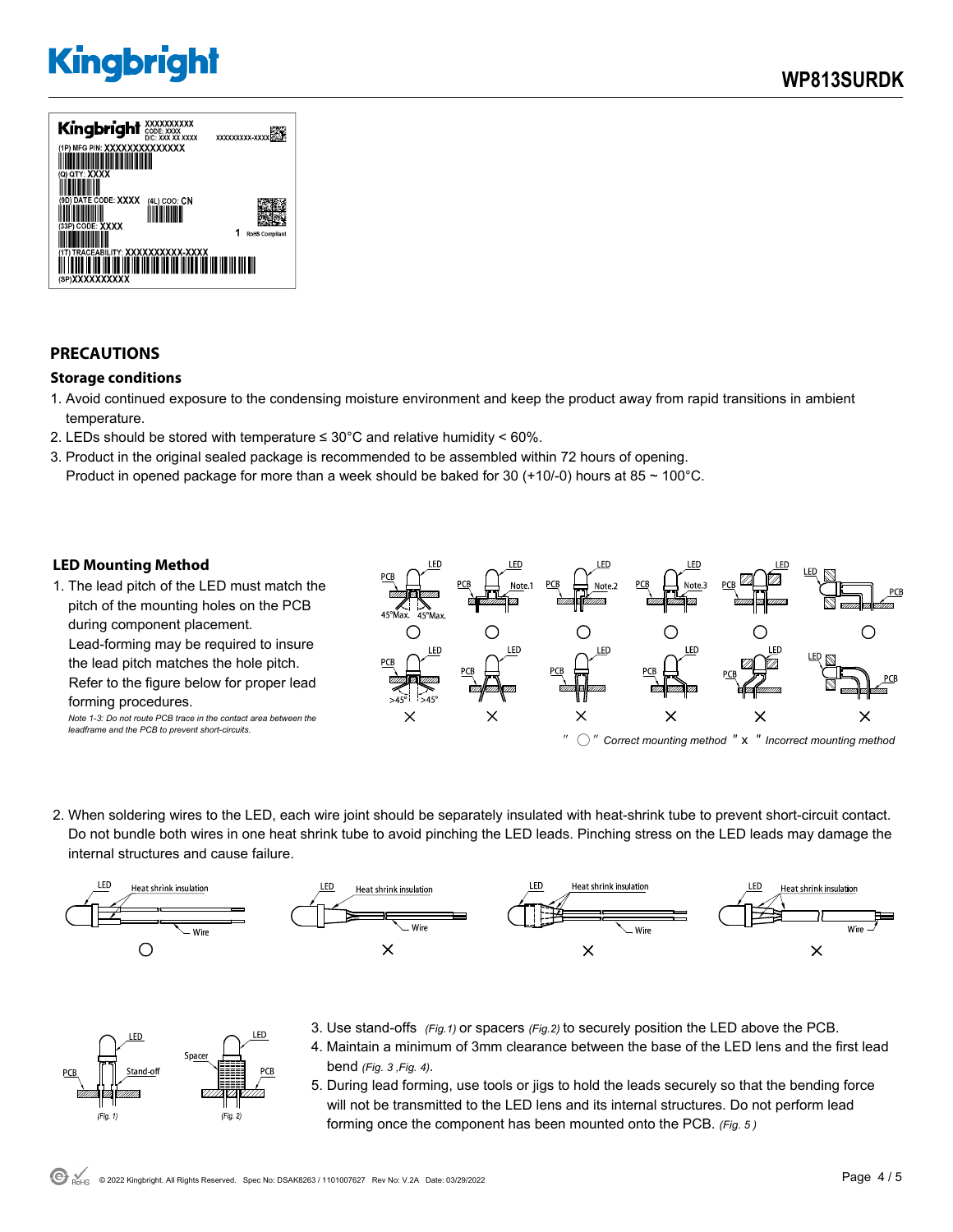## PRECAUTIONS

### Storage conditions

1. Avoid continued exposure to the condensing moisture environment and keep the product away from rapid transitions in ambient temperature.
2. LEDs should be stored with temperature ≤ 30°C and relative humidity < 60%.
3. Product in the original sealed package is recommended to be assembled within 72 hours of opening.
   Product in opened package for more than a week should be baked for 30 (+10/-0) hours at 85 ~ 100°C.

### LED Mounting Method

1. The lead pitch of the LED must match the pitch of the mounting holes on the PCB during component placement.
   Lead-forming may be required to insure the lead pitch matches the hole pitch.
   Refer to the figure below for proper lead forming procedures.
   *Note 1-3: Do not route PCB trace in the contact area between the leadframe and the PCB to prevent short-circuits.*

*" ○ " Correct mounting method " x " Incorrect mounting method*

2. When soldering wires to the LED, each wire joint should be separately insulated with heat-shrink tube to prevent short-circuit contact. Do not bundle both wires in one heat shrink tube to avoid pinching the LED leads. Pinching stress on the LED leads may damage the internal structures and cause failure.

3. Use stand-offs *(Fig.1)* or spacers *(Fig.2)* to securely position the LED above the PCB.
4. Maintain a minimum of 3mm clearance between the base of the LED lens and the first lead bend *(Fig. 3 ,Fig. 4)*.
5. During lead forming, use tools or jigs to hold the leads securely so that the bending force will not be transmitted to the LED lens and its internal structures. Do not perform lead forming once the component has been mounted onto the PCB. *(Fig. 5 )*

(Fig. 1) (Fig. 2)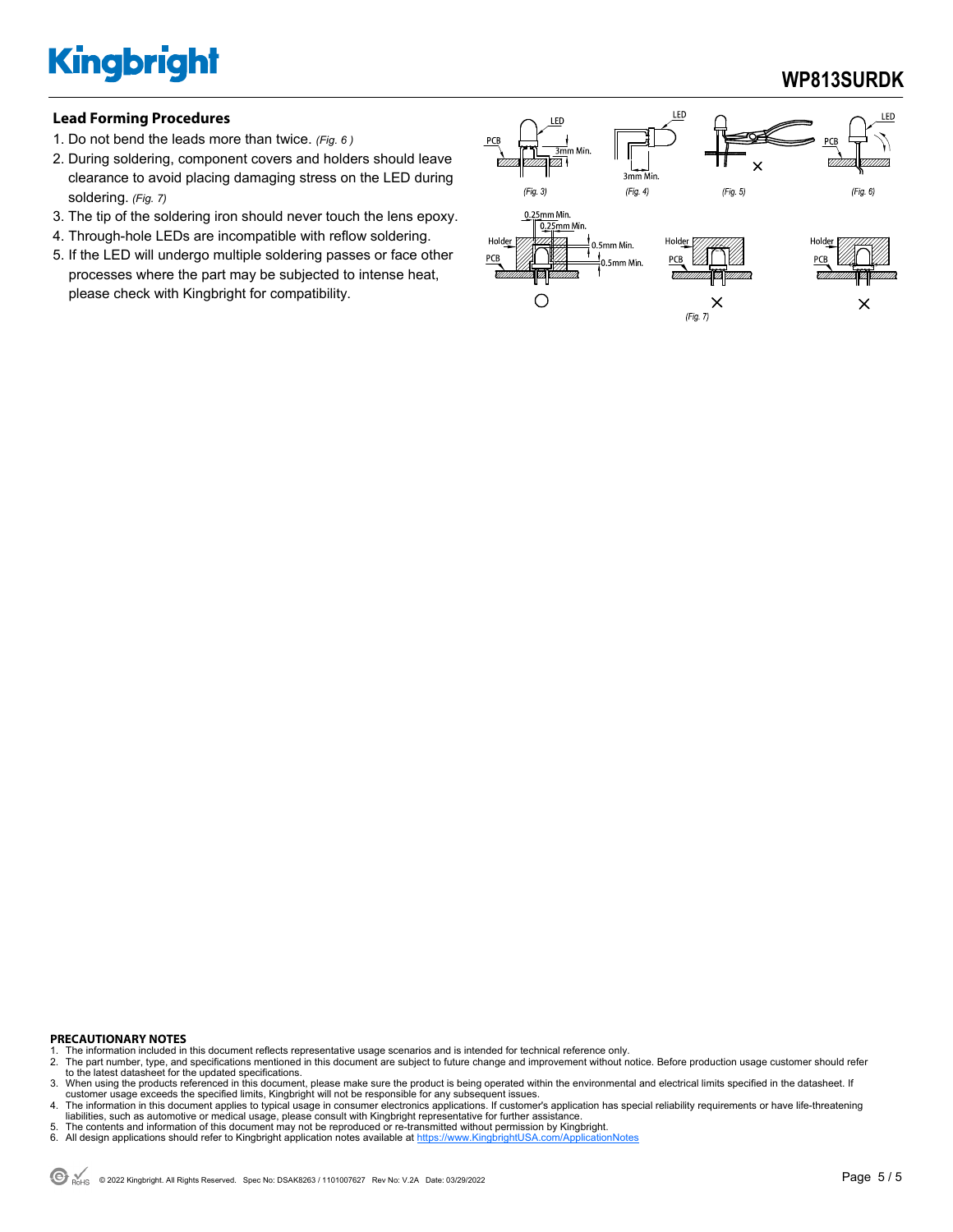## Lead Forming Procedures

1. Do not bend the leads more than twice. *(Fig. 6 )*
2. During soldering, component covers and holders should leave clearance to avoid placing damaging stress on the LED during soldering. *(Fig. 7)*
3. The tip of the soldering iron should never touch the lens epoxy.
4. Through-hole LEDs are incompatible with reflow soldering.
5. If the LED will undergo multiple soldering passes or face other processes where the part may be subjected to intense heat, please check with Kingbright for compatibility.

LED
PCB
3mm Min.
(Fig. 3)

LED
3mm Min.
(Fig. 4)

(Fig. 5)

LED
PCB
(Fig. 6)

0.25mm Min.
0.25mm Min.
Holder
PCB
0.5mm Min.
0.5mm Min.

Holder
PCB
(Fig. 7)

Holder
PCB

**PRECAUTIONARY NOTES**

1. The information included in this document reflects representative usage scenarios and is intended for technical reference only.
2. The part number, type, and specifications mentioned in this document are subject to future change and improvement without notice. Before production usage customer should refer to the latest datasheet for the updated specifications.
3. When using the products referenced in this document, please make sure the product is being operated within the environmental and electrical limits specified in the datasheet. If customer usage exceeds the specified limits, Kingbright will not be responsible for any subsequent issues.
4. The information in this document applies to typical usage in consumer electronics applications. If customer's application has special reliability requirements or have life-threatening liabilities, such as automotive or medical usage, please consult with Kingbright representative for further assistance.
5. The contents and information of this document may not be reproduced or re-transmitted without permission by Kingbright.
6. All design applications should refer to Kingbright application notes available at https://www.KingbrightUSA.com/ApplicationNotes

© 2022 Kingbright. All Rights Reserved. Spec No: DSAK8263 / 1101007627 Rev No: V.2A Date: 03/29/2022